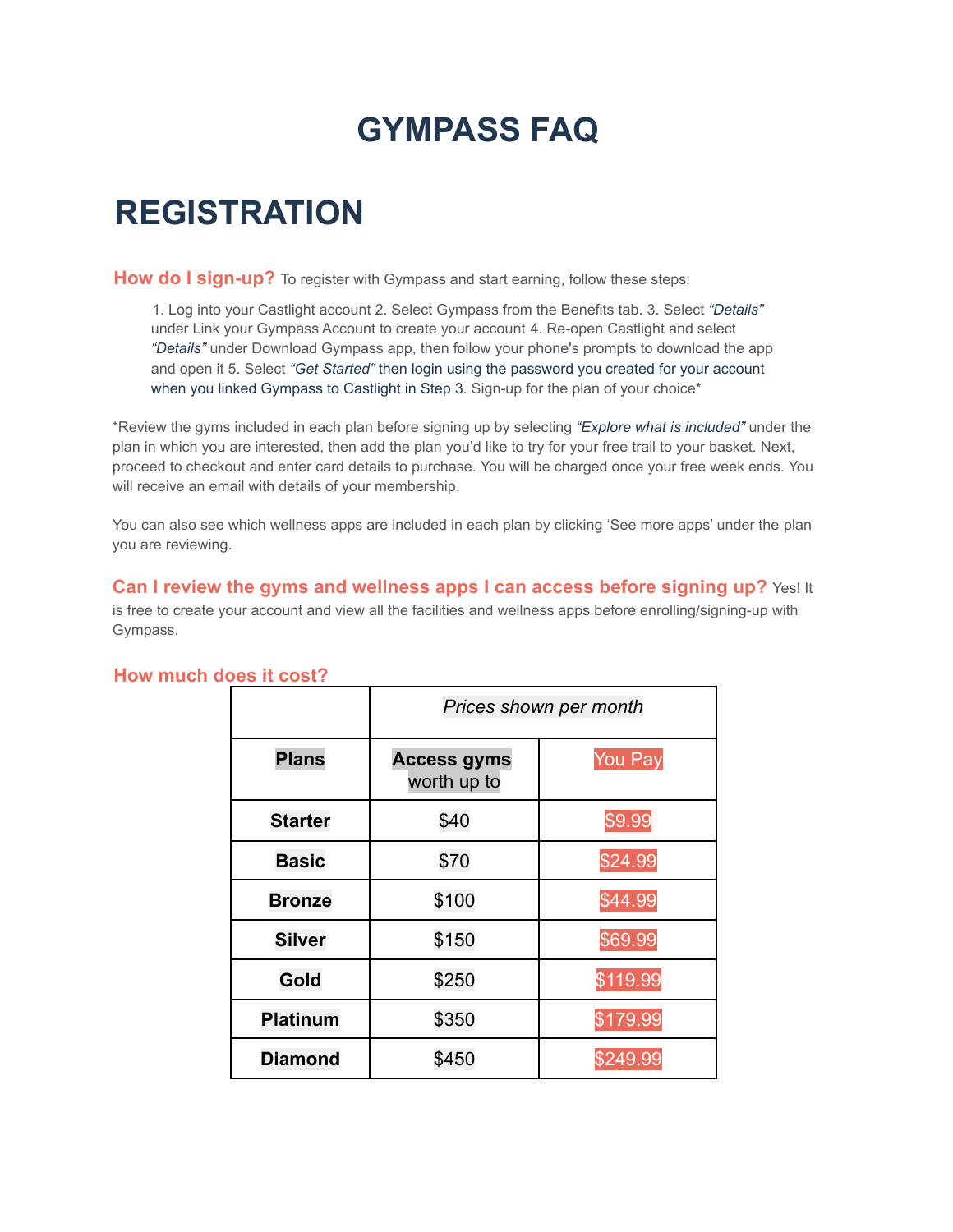# GYMPASS FAQ

## REGISTRATION

### How do I sign-up?

To register with Gympass and start earning, follow these steps:

1. Log into your Castlight account 2. Select Gympass from the Benefits tab. 3. Select *"Details"* under Link your Gympass Account to create your account 4. Re-open Castlight and select *"Details"* under Download Gympass app, then follow your phone's prompts to download the app and open it 5. Select *"Get Started"* then login using the password you created for your account when you linked Gympass to Castlight in Step 3. Sign-up for the plan of your choice*

*Review the gyms included in each plan before signing up by selecting *"Explore what is included"* under the plan in which you are interested, then add the plan you'd like to try for your free trail to your basket. Next, proceed to checkout and enter card details to purchase. You will be charged once your free week ends. You will receive an email with details of your membership.

You can also see which wellness apps are included in each plan by clicking 'See more apps' under the plan you are reviewing.

### Can I review the gyms and wellness apps I can access before signing up?

Yes! It is free to create your account and view all the facilities and wellness apps before enrolling/signing-up with Gympass.

### How much does it cost?

| | *Prices shown per month* | |
|---|---|---|
| **Plans** | **Access gyms** worth up to | You Pay |
| **Starter** | $40 | $9.99 |
| **Basic** | $70 | $24.99 |
| **Bronze** | $100 | $44.99 |
| **Silver** | $150 | $69.99 |
| **Gold** | $250 | $119.99 |
| **Platinum** | $350 | $179.99 |
| **Diamond** | $450 | $249.99 |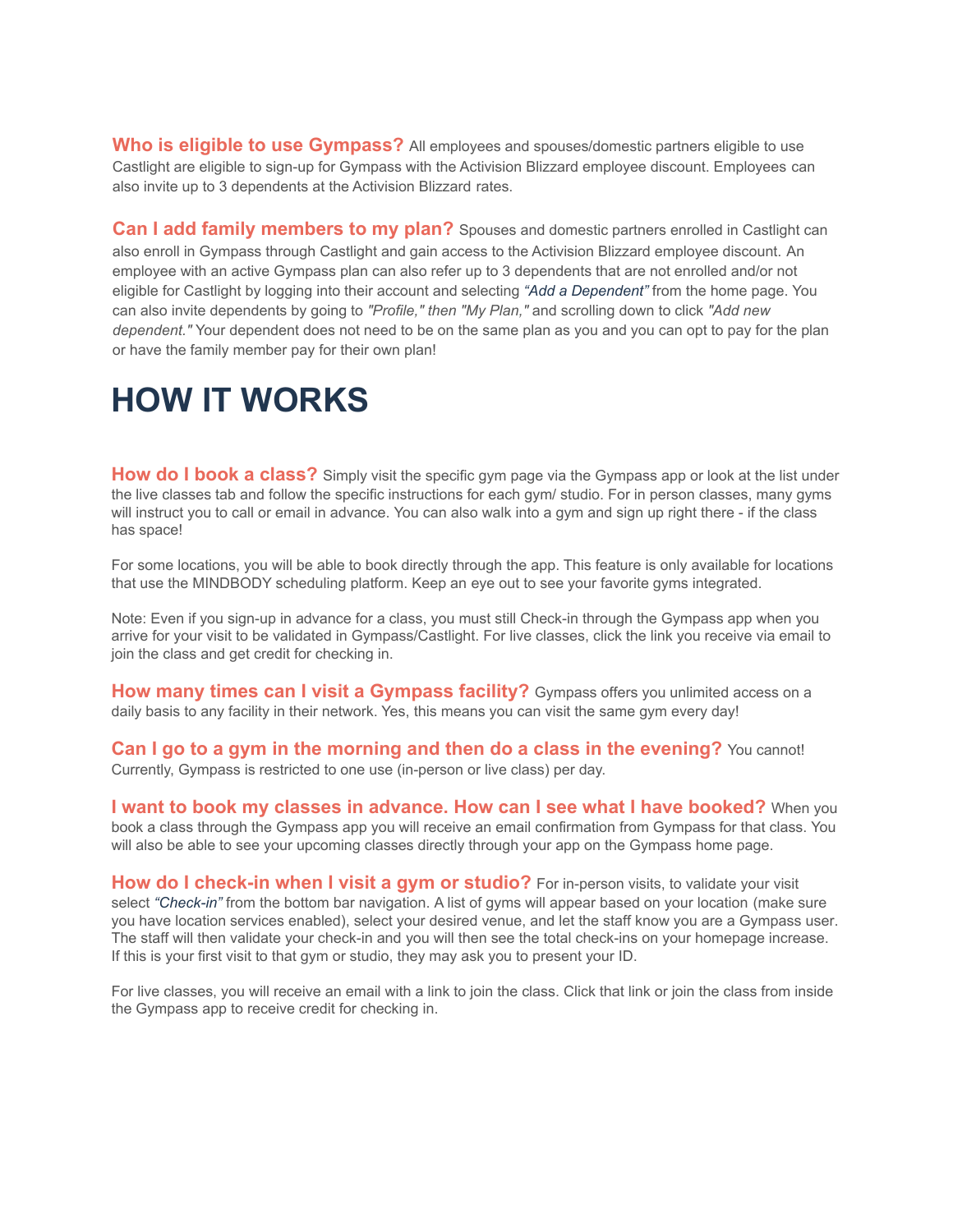**Who is eligible to use Gympass?** All employees and spouses/domestic partners eligible to use Castlight are eligible to sign-up for Gympass with the Activision Blizzard employee discount. Employees can also invite up to 3 dependents at the Activision Blizzard rates.

**Can I add family members to my plan?** Spouses and domestic partners enrolled in Castlight can also enroll in Gympass through Castlight and gain access to the Activision Blizzard employee discount. An employee with an active Gympass plan can also refer up to 3 dependents that are not enrolled and/or not eligible for Castlight by logging into their account and selecting *"Add a Dependent"* from the home page. You can also invite dependents by going to *"Profile," then "My Plan,"* and scrolling down to click *"Add new dependent."* Your dependent does not need to be on the same plan as you and you can opt to pay for the plan or have the family member pay for their own plan!

# HOW IT WORKS

**How do I book a class?** Simply visit the specific gym page via the Gympass app or look at the list under the live classes tab and follow the specific instructions for each gym/ studio. For in person classes, many gyms will instruct you to call or email in advance. You can also walk into a gym and sign up right there - if the class has space!

For some locations, you will be able to book directly through the app. This feature is only available for locations that use the MINDBODY scheduling platform. Keep an eye out to see your favorite gyms integrated.

Note: Even if you sign-up in advance for a class, you must still Check-in through the Gympass app when you arrive for your visit to be validated in Gympass/Castlight. For live classes, click the link you receive via email to join the class and get credit for checking in.

**How many times can I visit a Gympass facility?** Gympass offers you unlimited access on a daily basis to any facility in their network. Yes, this means you can visit the same gym every day!

**Can I go to a gym in the morning and then do a class in the evening?** You cannot! Currently, Gympass is restricted to one use (in-person or live class) per day.

**I want to book my classes in advance. How can I see what I have booked?** When you book a class through the Gympass app you will receive an email confirmation from Gympass for that class. You will also be able to see your upcoming classes directly through your app on the Gympass home page.

**How do I check-in when I visit a gym or studio?** For in-person visits, to validate your visit select *"Check-in"* from the bottom bar navigation. A list of gyms will appear based on your location (make sure you have location services enabled), select your desired venue, and let the staff know you are a Gympass user. The staff will then validate your check-in and you will then see the total check-ins on your homepage increase. If this is your first visit to that gym or studio, they may ask you to present your ID.

For live classes, you will receive an email with a link to join the class. Click that link or join the class from inside the Gympass app to receive credit for checking in.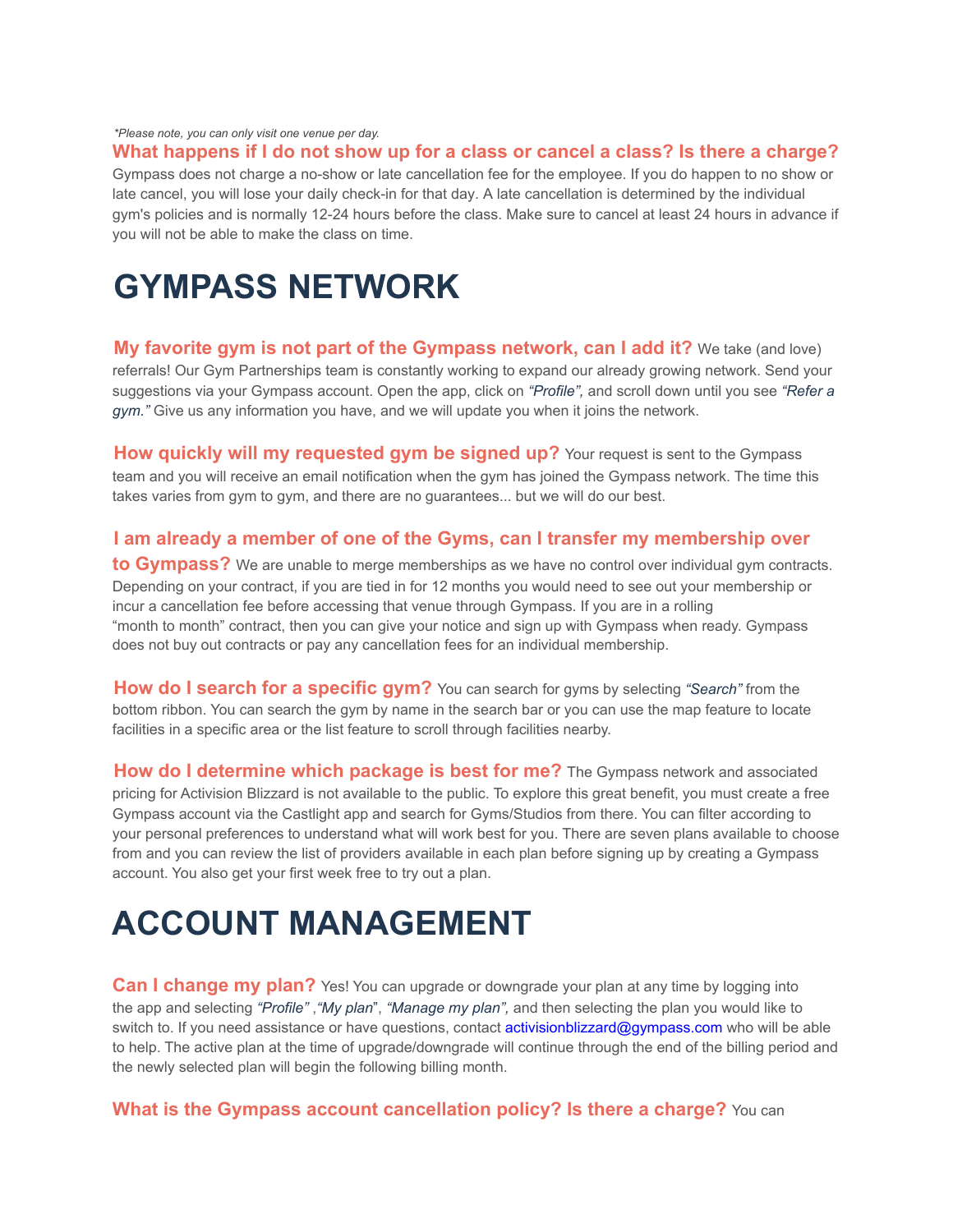*\*Please note, you can only visit one venue per day.*

**What happens if I do not show up for a class or cancel a class? Is there a charge?**
Gympass does not charge a no-show or late cancellation fee for the employee. If you do happen to no show or late cancel, you will lose your daily check-in for that day. A late cancellation is determined by the individual gym's policies and is normally 12-24 hours before the class. Make sure to cancel at least 24 hours in advance if you will not be able to make the class on time.

# GYMPASS NETWORK

**My favorite gym is not part of the Gympass network, can I add it?** We take (and love) referrals! Our Gym Partnerships team is constantly working to expand our already growing network. Send your suggestions via your Gympass account. Open the app, click on *"Profile",* and scroll down until you see *"Refer a gym."* Give us any information you have, and we will update you when it joins the network.

**How quickly will my requested gym be signed up?** Your request is sent to the Gympass team and you will receive an email notification when the gym has joined the Gympass network. The time this takes varies from gym to gym, and there are no guarantees... but we will do our best.

**I am already a member of one of the Gyms, can I transfer my membership over to Gympass?** We are unable to merge memberships as we have no control over individual gym contracts. Depending on your contract, if you are tied in for 12 months you would need to see out your membership or incur a cancellation fee before accessing that venue through Gympass. If you are in a rolling "month to month" contract, then you can give your notice and sign up with Gympass when ready. Gympass does not buy out contracts or pay any cancellation fees for an individual membership.

**How do I search for a specific gym?** You can search for gyms by selecting *"Search"* from the bottom ribbon. You can search the gym by name in the search bar or you can use the map feature to locate facilities in a specific area or the list feature to scroll through facilities nearby.

**How do I determine which package is best for me?** The Gympass network and associated pricing for Activision Blizzard is not available to the public. To explore this great benefit, you must create a free Gympass account via the Castlight app and search for Gyms/Studios from there. You can filter according to your personal preferences to understand what will work best for you. There are seven plans available to choose from and you can review the list of providers available in each plan before signing up by creating a Gympass account. You also get your first week free to try out a plan.

# ACCOUNT MANAGEMENT

**Can I change my plan?** Yes! You can upgrade or downgrade your plan at any time by logging into the app and selecting *"Profile"* ,*"My plan*", *"Manage my plan",* and then selecting the plan you would like to switch to. If you need assistance or have questions, contact activisionblizzard@gympass.com who will be able to help. The active plan at the time of upgrade/downgrade will continue through the end of the billing period and the newly selected plan will begin the following billing month.

**What is the Gympass account cancellation policy? Is there a charge?** You can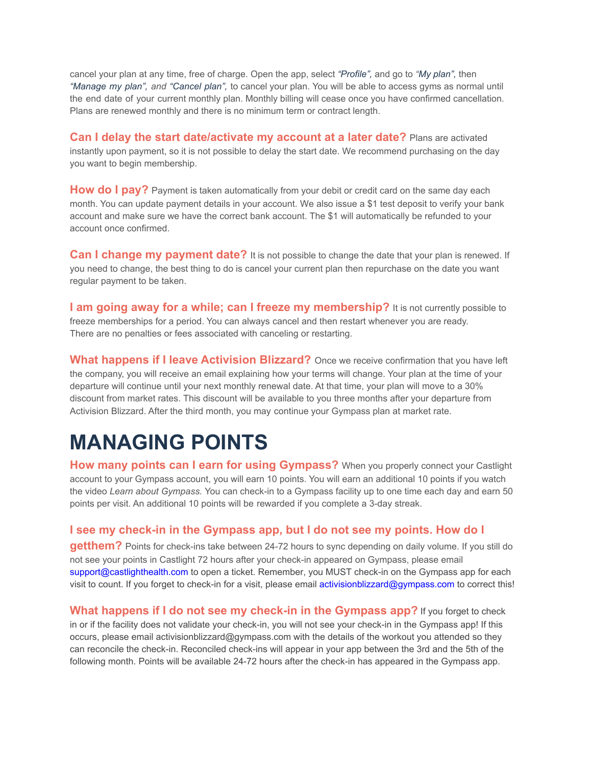cancel your plan at any time, free of charge. Open the app, select *"Profile",* and go to *"My plan",* then *"Manage my plan", and "Cancel plan",* to cancel your plan. You will be able to access gyms as normal until the end date of your current monthly plan. Monthly billing will cease once you have confirmed cancellation. Plans are renewed monthly and there is no minimum term or contract length.

**Can I delay the start date/activate my account at a later date?** Plans are activated instantly upon payment, so it is not possible to delay the start date. We recommend purchasing on the day you want to begin membership.

**How do I pay?** Payment is taken automatically from your debit or credit card on the same day each month. You can update payment details in your account. We also issue a $1 test deposit to verify your bank account and make sure we have the correct bank account. The $1 will automatically be refunded to your account once confirmed.

**Can I change my payment date?** It is not possible to change the date that your plan is renewed. If you need to change, the best thing to do is cancel your current plan then repurchase on the date you want regular payment to be taken.

**I am going away for a while; can I freeze my membership?** It is not currently possible to freeze memberships for a period. You can always cancel and then restart whenever you are ready. There are no penalties or fees associated with canceling or restarting.

**What happens if I leave Activision Blizzard?** Once we receive confirmation that you have left the company, you will receive an email explaining how your terms will change. Your plan at the time of your departure will continue until your next monthly renewal date. At that time, your plan will move to a 30% discount from market rates. This discount will be available to you three months after your departure from Activision Blizzard. After the third month, you may continue your Gympass plan at market rate.

# MANAGING POINTS

**How many points can I earn for using Gympass?** When you properly connect your Castlight account to your Gympass account, you will earn 10 points. You will earn an additional 10 points if you watch the video *Learn about Gympass.* You can check-in to a Gympass facility up to one time each day and earn 50 points per visit. An additional 10 points will be rewarded if you complete a 3-day streak.

**I see my check-in in the Gympass app, but I do not see my points. How do I getthem?** Points for check-ins take between 24-72 hours to sync depending on daily volume. If you still do not see your points in Castlight 72 hours after your check-in appeared on Gympass, please email support@castlighthealth.com to open a ticket. Remember, you MUST check-in on the Gympass app for each visit to count. If you forget to check-in for a visit, please email activisionblizzard@gympass.com to correct this!

**What happens if I do not see my check-in in the Gympass app?** If you forget to check in or if the facility does not validate your check-in, you will not see your check-in in the Gympass app! If this occurs, please email activisionblizzard@gympass.com with the details of the workout you attended so they can reconcile the check-in. Reconciled check-ins will appear in your app between the 3rd and the 5th of the following month. Points will be available 24-72 hours after the check-in has appeared in the Gympass app.